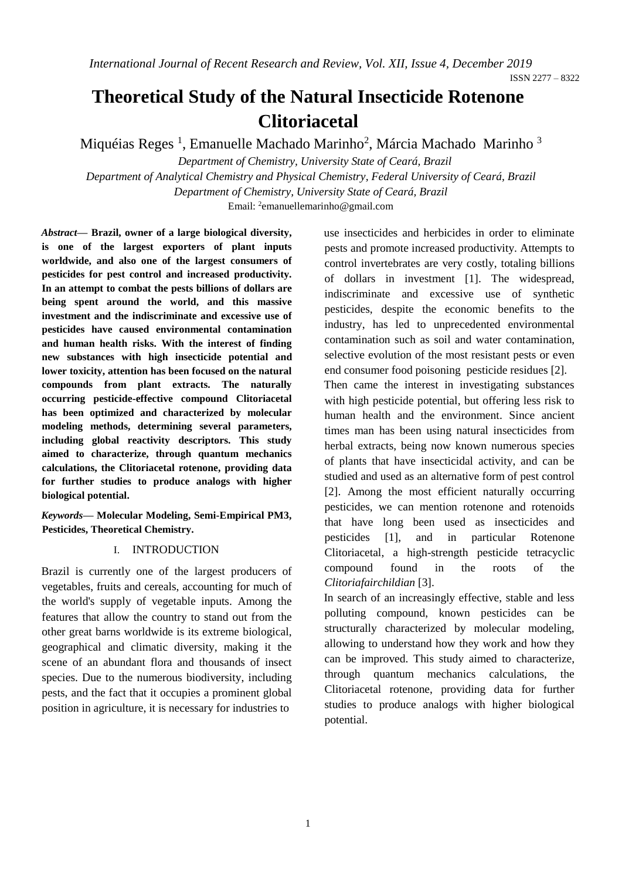# Theoretical Study of the Natural Insecticide Rotenone Clitoriacetal

Miquéias Reges [1], Emanuelle Machado Marinho[2], Márcia Machado Marinho [3]

*Department of Chemistry, University State of Ceará, Brazil*

*Department of Analytical Chemistry and Physical Chemistry, Federal University of Ceará, Brazil*

*Department of Chemistry, University State of Ceará, Brazil*

Email: [2]emanuellemarinho@gmail.com

***Abstract*— Brazil, owner of a large biological diversity, is one of the largest exporters of plant inputs worldwide, and also one of the largest consumers of pesticides for pest control and increased productivity. In an attempt to combat the pests billions of dollars are being spent around the world, and this massive investment and the indiscriminate and excessive use of pesticides have caused environmental contamination and human health risks. With the interest of finding new substances with high insecticide potential and lower toxicity, attention has been focused on the natural compounds from plant extracts. The naturally occurring pesticide-effective compound Clitoriacetal has been optimized and characterized by molecular modeling methods, determining several parameters, including global reactivity descriptors. This study aimed to characterize, through quantum mechanics calculations, the Clitoriacetal rotenone, providing data for further studies to produce analogs with higher biological potential.**

***Keywords*— Molecular Modeling, Semi-Empirical PM3, Pesticides, Theoretical Chemistry.**

## I. INTRODUCTION

Brazil is currently one of the largest producers of vegetables, fruits and cereals, accounting for much of the world's supply of vegetable inputs. Among the features that allow the country to stand out from the other great barns worldwide is its extreme biological, geographical and climatic diversity, making it the scene of an abundant flora and thousands of insect species. Due to the numerous biodiversity, including pests, and the fact that it occupies a prominent global position in agriculture, it is necessary for industries to use insecticides and herbicides in order to eliminate pests and promote increased productivity. Attempts to control invertebrates are very costly, totaling billions of dollars in investment [1]. The widespread, indiscriminate and excessive use of synthetic pesticides, despite the economic benefits to the industry, has led to unprecedented environmental contamination such as soil and water contamination, selective evolution of the most resistant pests or even end consumer food poisoning pesticide residues [2].

Then came the interest in investigating substances with high pesticide potential, but offering less risk to human health and the environment. Since ancient times man has been using natural insecticides from herbal extracts, being now known numerous species of plants that have insecticidal activity, and can be studied and used as an alternative form of pest control [2]. Among the most efficient naturally occurring pesticides, we can mention rotenone and rotenoids that have long been used as insecticides and pesticides [1], and in particular Rotenone Clitoriacetal, a high-strength pesticide tetracyclic compound found in the roots of the *Clitoriafairchildian* [3].

In search of an increasingly effective, stable and less polluting compound, known pesticides can be structurally characterized by molecular modeling, allowing to understand how they work and how they can be improved. This study aimed to characterize, through quantum mechanics calculations, the Clitoriacetal rotenone, providing data for further studies to produce analogs with higher biological potential.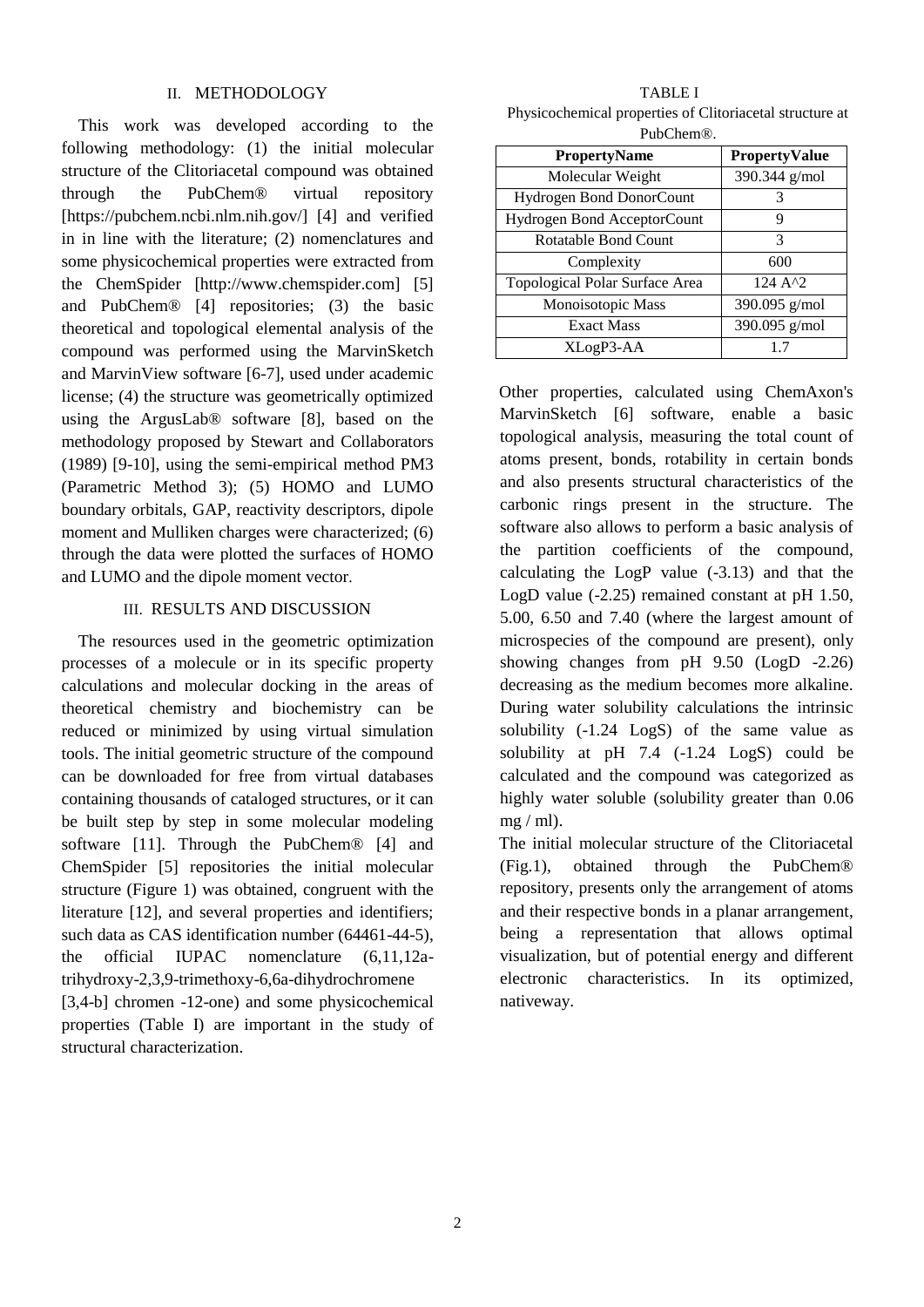## II. METHODOLOGY

This work was developed according to the following methodology: (1) the initial molecular structure of the Clitoriacetal compound was obtained through the PubChem® virtual repository [https://pubchem.ncbi.nlm.nih.gov/] [4] and verified in in line with the literature; (2) nomenclatures and some physicochemical properties were extracted from the ChemSpider [http://www.chemspider.com] [5] and PubChem® [4] repositories; (3) the basic theoretical and topological elemental analysis of the compound was performed using the MarvinSketch and MarvinView software [6-7], used under academic license; (4) the structure was geometrically optimized using the ArgusLab® software [8], based on the methodology proposed by Stewart and Collaborators (1989) [9-10], using the semi-empirical method PM3 (Parametric Method 3); (5) HOMO and LUMO boundary orbitals, GAP, reactivity descriptors, dipole moment and Mulliken charges were characterized; (6) through the data were plotted the surfaces of HOMO and LUMO and the dipole moment vector.

## III. RESULTS AND DISCUSSION

The resources used in the geometric optimization processes of a molecule or in its specific property calculations and molecular docking in the areas of theoretical chemistry and biochemistry can be reduced or minimized by using virtual simulation tools. The initial geometric structure of the compound can be downloaded for free from virtual databases containing thousands of cataloged structures, or it can be built step by step in some molecular modeling software [11]. Through the PubChem® [4] and ChemSpider [5] repositories the initial molecular structure (Figure 1) was obtained, congruent with the literature [12], and several properties and identifiers; such data as CAS identification number (64461-44-5), the official IUPAC nomenclature (6,11,12a-trihydroxy-2,3,9-trimethoxy-6,6a-dihydrochromene [3,4-b] chromen -12-one) and some physicochemical properties (Table I) are important in the study of structural characterization.

TABLE I
Physicochemical properties of Clitoriacetal structure at PubChem®.

| PropertyName | PropertyValue |
|---|---|
| Molecular Weight | 390.344 g/mol |
| Hydrogen Bond DonorCount | 3 |
| Hydrogen Bond AcceptorCount | 9 |
| Rotatable Bond Count | 3 |
| Complexity | 600 |
| Topological Polar Surface Area | 124 A^2 |
| Monoisotopic Mass | 390.095 g/mol |
| Exact Mass | 390.095 g/mol |
| XLogP3-AA | 1.7 |

Other properties, calculated using ChemAxon's MarvinSketch [6] software, enable a basic topological analysis, measuring the total count of atoms present, bonds, rotability in certain bonds and also presents structural characteristics of the carbonic rings present in the structure. The software also allows to perform a basic analysis of the partition coefficients of the compound, calculating the LogP value (-3.13) and that the LogD value (-2.25) remained constant at pH 1.50, 5.00, 6.50 and 7.40 (where the largest amount of microspecies of the compound are present), only showing changes from pH 9.50 (LogD -2.26) decreasing as the medium becomes more alkaline. During water solubility calculations the intrinsic solubility (-1.24 LogS) of the same value as solubility at pH 7.4 (-1.24 LogS) could be calculated and the compound was categorized as highly water soluble (solubility greater than 0.06 mg / ml).

The initial molecular structure of the Clitoriacetal (Fig.1), obtained through the PubChem® repository, presents only the arrangement of atoms and their respective bonds in a planar arrangement, being a representation that allows optimal visualization, but of potential energy and different electronic characteristics. In its optimized, nativeway.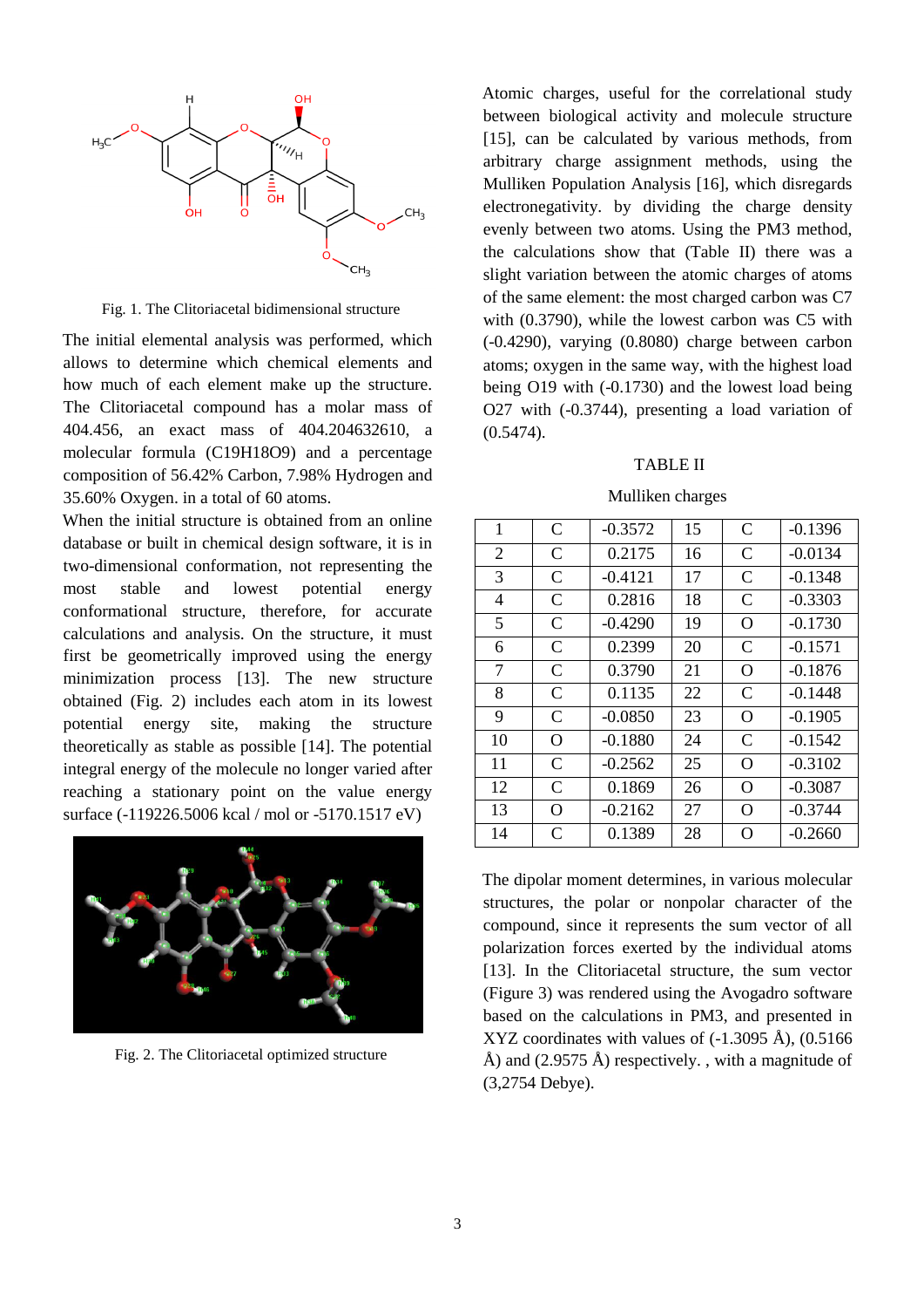Fig. 1. The Clitoriacetal bidimensional structure

The initial elemental analysis was performed, which allows to determine which chemical elements and how much of each element make up the structure. The Clitoriacetal compound has a molar mass of 404.456, an exact mass of 404.204632610, a molecular formula ($C19H18O9$) and a percentage composition of 56.42% Carbon, 7.98% Hydrogen and 35.60% Oxygen. in a total of 60 atoms.

When the initial structure is obtained from an online database or built in chemical design software, it is in two-dimensional conformation, not representing the most stable and lowest potential energy conformational structure, therefore, for accurate calculations and analysis. On the structure, it must first be geometrically improved using the energy minimization process [13]. The new structure obtained (Fig. 2) includes each atom in its lowest potential energy site, making the structure theoretically as stable as possible [14]. The potential integral energy of the molecule no longer varied after reaching a stationary point on the value energy surface (-119226.5006 kcal / mol or -5170.1517 eV)

Fig. 2. The Clitoriacetal optimized structure

Atomic charges, useful for the correlational study between biological activity and molecule structure [15], can be calculated by various methods, from arbitrary charge assignment methods, using the Mulliken Population Analysis [16], which disregards electronegativity. by dividing the charge density evenly between two atoms. Using the PM3 method, the calculations show that (Table II) there was a slight variation between the atomic charges of atoms of the same element: the most charged carbon was C7 with (0.3790), while the lowest carbon was C5 with (-0.4290), varying (0.8080) charge between carbon atoms; oxygen in the same way, with the highest load being O19 with (-0.1730) and the lowest load being O27 with (-0.3744), presenting a load variation of (0.5474).

TABLE II

Mulliken charges

| 1 | C | -0.3572 | 15 | C | -0.1396 |
|---|---|---|---|---|---|
| 2 | C | 0.2175 | 16 | C | -0.0134 |
| 3 | C | -0.4121 | 17 | C | -0.1348 |
| 4 | C | 0.2816 | 18 | C | -0.3303 |
| 5 | C | -0.4290 | 19 | O | -0.1730 |
| 6 | C | 0.2399 | 20 | C | -0.1571 |
| 7 | C | 0.3790 | 21 | O | -0.1876 |
| 8 | C | 0.1135 | 22 | C | -0.1448 |
| 9 | C | -0.0850 | 23 | O | -0.1905 |
| 10 | O | -0.1880 | 24 | C | -0.1542 |
| 11 | C | -0.2562 | 25 | O | -0.3102 |
| 12 | C | 0.1869 | 26 | O | -0.3087 |
| 13 | O | -0.2162 | 27 | O | -0.3744 |
| 14 | C | 0.1389 | 28 | O | -0.2660 |

The dipolar moment determines, in various molecular structures, the polar or nonpolar character of the compound, since it represents the sum vector of all polarization forces exerted by the individual atoms [13]. In the Clitoriacetal structure, the sum vector (Figure 3) was rendered using the Avogadro software based on the calculations in PM3, and presented in XYZ coordinates with values of (-1.3095 Å), (0.5166 Å) and (2.9575 Å) respectively. , with a magnitude of (3,2754 Debye).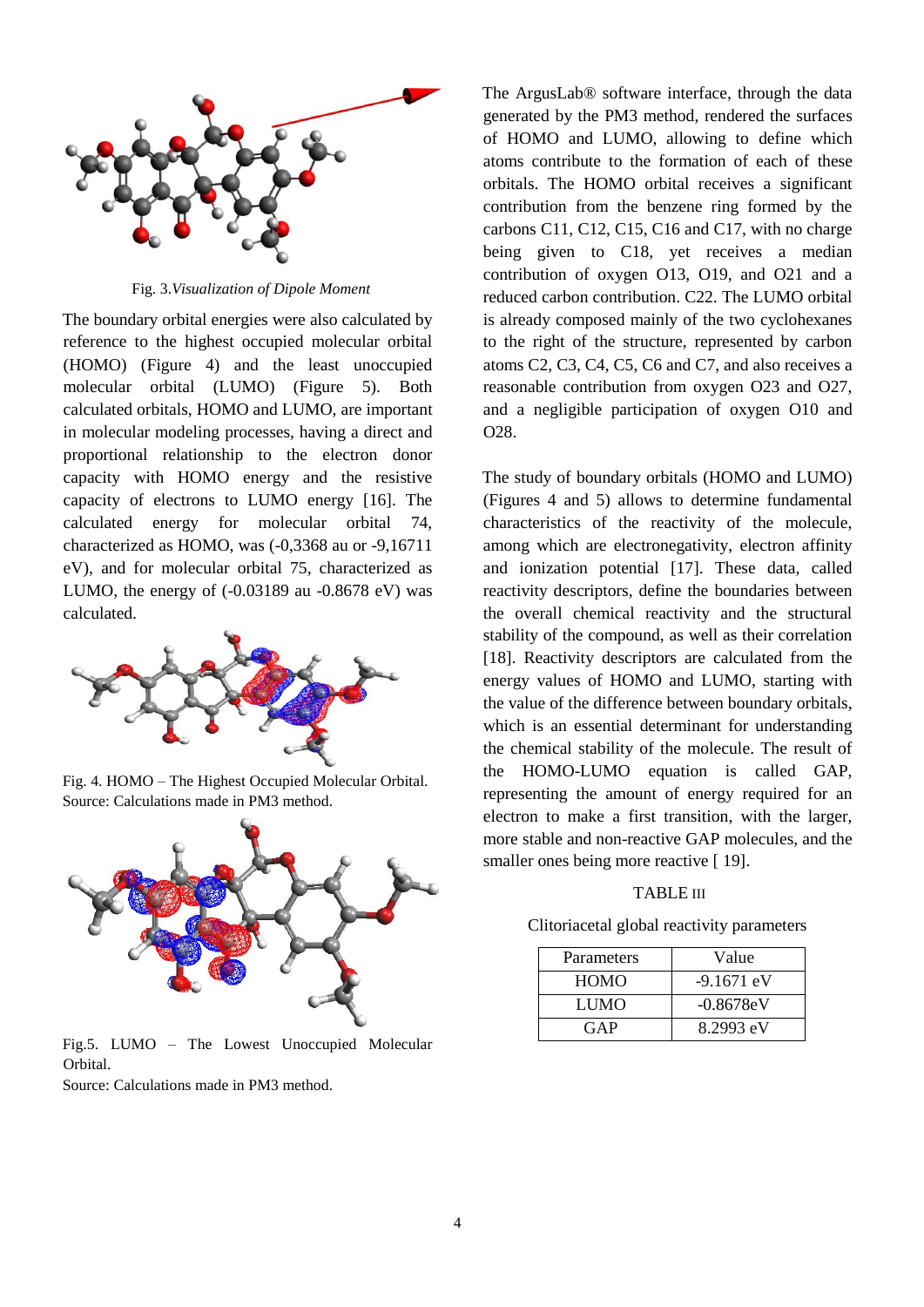Fig. 3. *Visualization of Dipole Moment*

The boundary orbital energies were also calculated by reference to the highest occupied molecular orbital (HOMO) (Figure 4) and the least unoccupied molecular orbital (LUMO) (Figure 5). Both calculated orbitals, HOMO and LUMO, are important in molecular modeling processes, having a direct and proportional relationship to the electron donor capacity with HOMO energy and the resistive capacity of electrons to LUMO energy [16]. The calculated energy for molecular orbital 74, characterized as HOMO, was (-0,3368 au or -9,16711 eV), and for molecular orbital 75, characterized as LUMO, the energy of (-0.03189 au -0.8678 eV) was calculated.

Fig. 4. HOMO – The Highest Occupied Molecular Orbital. Source: Calculations made in PM3 method.

Fig.5. LUMO – The Lowest Unoccupied Molecular Orbital.
Source: Calculations made in PM3 method.

The ArgusLab® software interface, through the data generated by the PM3 method, rendered the surfaces of HOMO and LUMO, allowing to define which atoms contribute to the formation of each of these orbitals. The HOMO orbital receives a significant contribution from the benzene ring formed by the carbons C11, C12, C15, C16 and C17, with no charge being given to C18, yet receives a median contribution of oxygen O13, O19, and O21 and a reduced carbon contribution. C22. The LUMO orbital is already composed mainly of the two cyclohexanes to the right of the structure, represented by carbon atoms C2, C3, C4, C5, C6 and C7, and also receives a reasonable contribution from oxygen O23 and O27, and a negligible participation of oxygen O10 and O28.

The study of boundary orbitals (HOMO and LUMO) (Figures 4 and 5) allows to determine fundamental characteristics of the reactivity of the molecule, among which are electronegativity, electron affinity and ionization potential [17]. These data, called reactivity descriptors, define the boundaries between the overall chemical reactivity and the structural stability of the compound, as well as their correlation [18]. Reactivity descriptors are calculated from the energy values of HOMO and LUMO, starting with the value of the difference between boundary orbitals, which is an essential determinant for understanding the chemical stability of the molecule. The result of the HOMO-LUMO equation is called GAP, representing the amount of energy required for an electron to make a first transition, with the larger, more stable and non-reactive GAP molecules, and the smaller ones being more reactive [ 19].

TABLE III

Clitoriacetal global reactivity parameters

| Parameters | Value |
|---|---|
| HOMO | -9.1671 eV |
| LUMO | -0.8678eV |
| GAP | 8.2993 eV |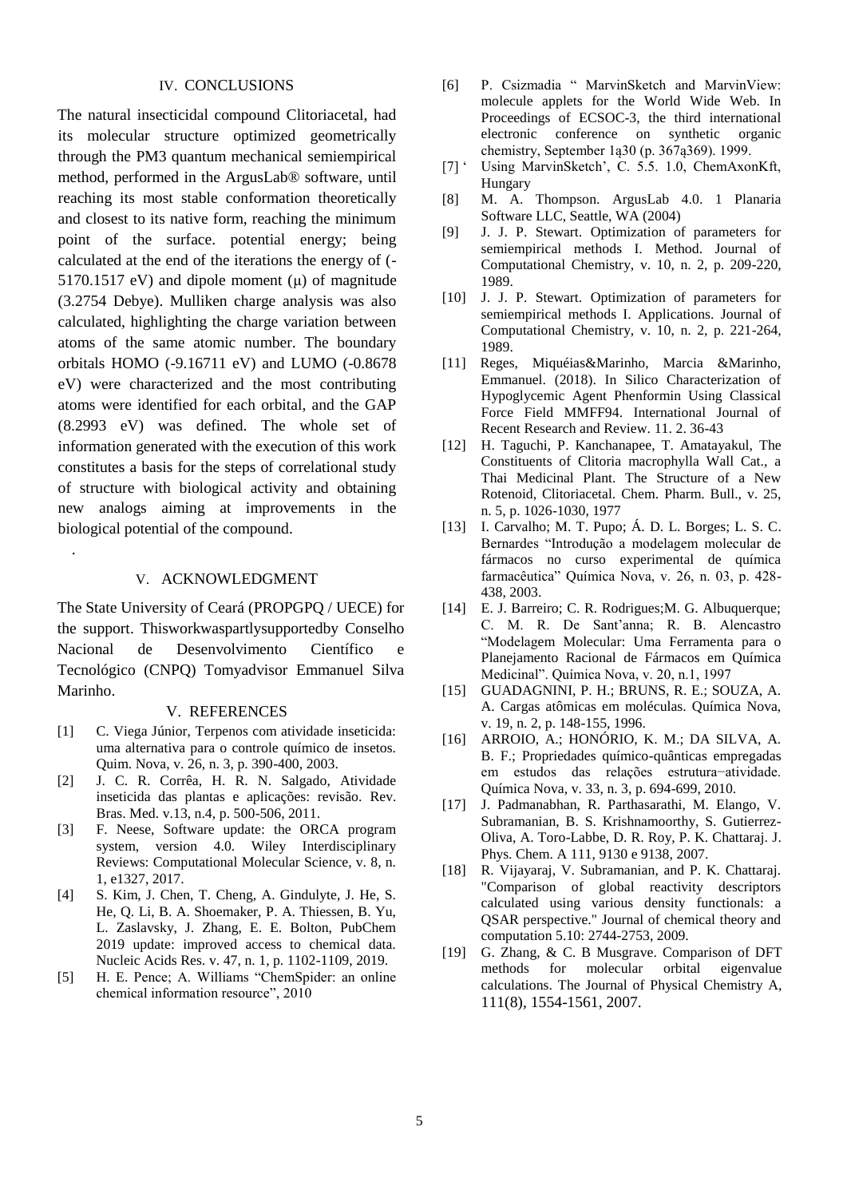## IV. CONCLUSIONS

The natural insecticidal compound Clitoriacetal, had its molecular structure optimized geometrically through the PM3 quantum mechanical semiempirical method, performed in the ArgusLab® software, until reaching its most stable conformation theoretically and closest to its native form, reaching the minimum point of the surface. potential energy; being calculated at the end of the iterations the energy of (-5170.1517 eV) and dipole moment (μ) of magnitude (3.2754 Debye). Mulliken charge analysis was also calculated, highlighting the charge variation between atoms of the same atomic number. The boundary orbitals HOMO (-9.16711 eV) and LUMO (-0.8678 eV) were characterized and the most contributing atoms were identified for each orbital, and the GAP (8.2993 eV) was defined. The whole set of information generated with the execution of this work constitutes a basis for the steps of correlational study of structure with biological activity and obtaining new analogs aiming at improvements in the biological potential of the compound.

.

## V. ACKNOWLEDGMENT

The State University of Ceará (PROPGPQ / UECE) for the support. Thisworkwaspartlysupportedby Conselho Nacional de Desenvolvimento Científico e Tecnológico (CNPQ) Tomyadvisor Emmanuel Silva Marinho.

## V. REFERENCES

[1] C. Viega Júnior, Terpenos com atividade inseticida: uma alternativa para o controle químico de insetos. Quim. Nova, v. 26, n. 3, p. 390-400, 2003.

[2] J. C. R. Corrêa, H. R. N. Salgado, Atividade inseticida das plantas e aplicações: revisão. Rev. Bras. Med. v.13, n.4, p. 500-506, 2011.

[3] F. Neese, Software update: the ORCA program system, version 4.0. Wiley Interdisciplinary Reviews: Computational Molecular Science, v. 8, n. 1, e1327, 2017.

[4] S. Kim, J. Chen, T. Cheng, A. Gindulyte, J. He, S. He, Q. Li, B. A. Shoemaker, P. A. Thiessen, B. Yu, L. Zaslavsky, J. Zhang, E. E. Bolton, PubChem 2019 update: improved access to chemical data. Nucleic Acids Res. v. 47, n. 1, p. 1102-1109, 2019.

[5] H. E. Pence; A. Williams "ChemSpider: an online chemical information resource", 2010

[6] P. Csizmadia " MarvinSketch and MarvinView: molecule applets for the World Wide Web. In Proceedings of ECSOC-3, the third international electronic conference on synthetic organic chemistry, September 1ą30 (p. 367ą369). 1999.

[7] ' Using MarvinSketch', C. 5.5. 1.0, ChemAxonKft, Hungary

[8] M. A. Thompson. ArgusLab 4.0. 1 Planaria Software LLC, Seattle, WA (2004)

[9] J. J. P. Stewart. Optimization of parameters for semiempirical methods I. Method. Journal of Computational Chemistry, v. 10, n. 2, p. 209-220, 1989.

[10] J. J. P. Stewart. Optimization of parameters for semiempirical methods I. Applications. Journal of Computational Chemistry, v. 10, n. 2, p. 221-264, 1989.

[11] Reges, Miquéias&Marinho, Marcia &Marinho, Emmanuel. (2018). In Silico Characterization of Hypoglycemic Agent Phenformin Using Classical Force Field MMFF94. International Journal of Recent Research and Review. 11. 2. 36-43

[12] H. Taguchi, P. Kanchanapee, T. Amatayakul, The Constituents of Clitoria macrophylla Wall Cat., a Thai Medicinal Plant. The Structure of a New Rotenoid, Clitoriacetal. Chem. Pharm. Bull., v. 25, n. 5, p. 1026-1030, 1977

[13] I. Carvalho; M. T. Pupo; Á. D. L. Borges; L. S. C. Bernardes "Introdução a modelagem molecular de fármacos no curso experimental de química farmacêutica" Química Nova, v. 26, n. 03, p. 428-438, 2003.

[14] E. J. Barreiro; C. R. Rodrigues;M. G. Albuquerque; C. M. R. De Sant'anna; R. B. Alencastro "Modelagem Molecular: Uma Ferramenta para o Planejamento Racional de Fármacos em Química Medicinal". Química Nova, v. 20, n.1, 1997

[15] GUADAGNINI, P. H.; BRUNS, R. E.; SOUZA, A. A. Cargas atômicas em moléculas. Química Nova, v. 19, n. 2, p. 148-155, 1996.

[16] ARROIO, A.; HONÓRIO, K. M.; DA SILVA, A. B. F.; Propriedades químico-quânticas empregadas em estudos das relações estrutura−atividade. Química Nova, v. 33, n. 3, p. 694-699, 2010.

[17] J. Padmanabhan, R. Parthasarathi, M. Elango, V. Subramanian, B. S. Krishnamoorthy, S. Gutierrez-Oliva, A. Toro-Labbe, D. R. Roy, P. K. Chattaraj. J. Phys. Chem. A 111, 9130 e 9138, 2007.

[18] R. Vijayaraj, V. Subramanian, and P. K. Chattaraj. "Comparison of global reactivity descriptors calculated using various density functionals: a QSAR perspective." Journal of chemical theory and computation 5.10: 2744-2753, 2009.

[19] G. Zhang, & C. B Musgrave. Comparison of DFT methods for molecular orbital eigenvalue calculations. The Journal of Physical Chemistry A, 111(8), 1554-1561, 2007.